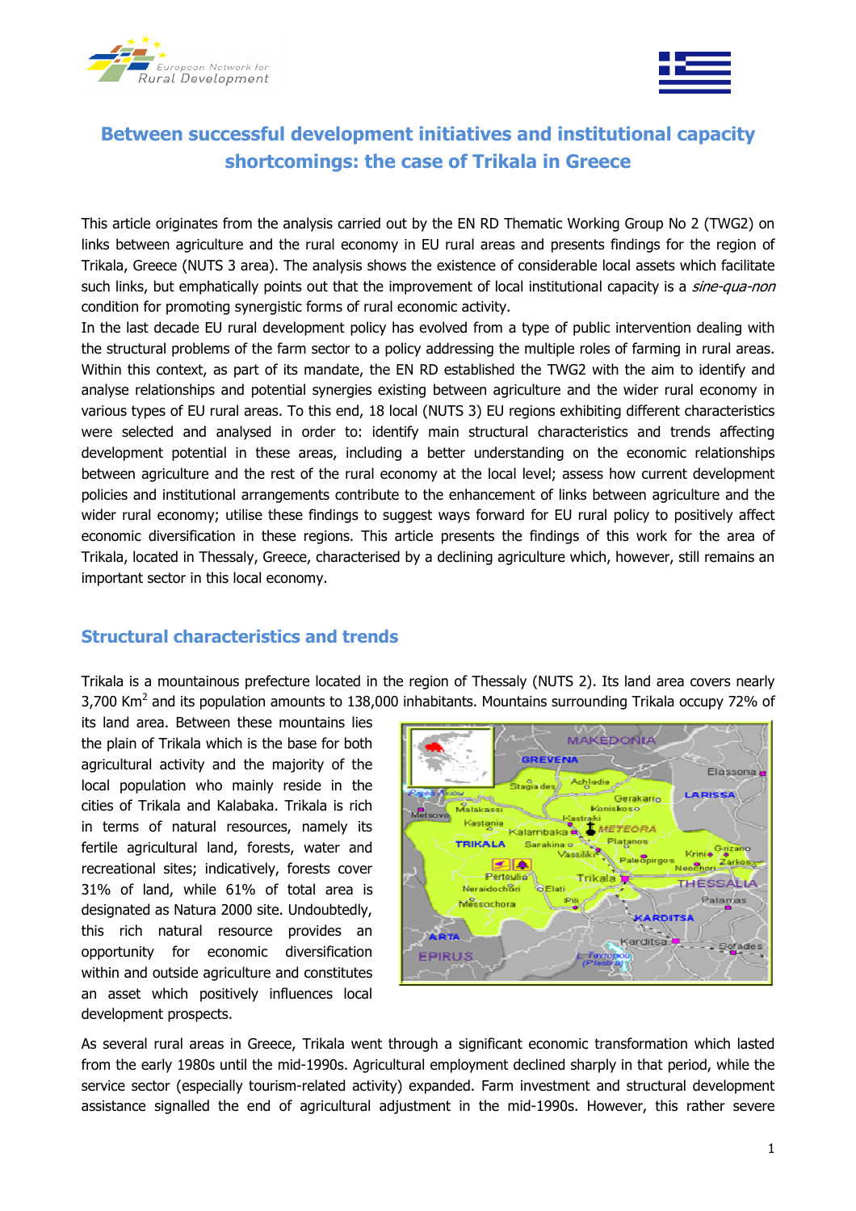# Between successful development initiatives and institutional capacity shortcomings: the case of Trikala in Greece

This article originates from the analysis carried out by the EN RD Thematic Working Group No 2 (TWG2) on links between agriculture and the rural economy in EU rural areas and presents findings for the region of Trikala, Greece (NUTS 3 area). The analysis shows the existence of considerable local assets which facilitate such links, but emphatically points out that the improvement of local institutional capacity is a *sine-qua-non* condition for promoting synergistic forms of rural economic activity.

In the last decade EU rural development policy has evolved from a type of public intervention dealing with the structural problems of the farm sector to a policy addressing the multiple roles of farming in rural areas. Within this context, as part of its mandate, the EN RD established the TWG2 with the aim to identify and analyse relationships and potential synergies existing between agriculture and the wider rural economy in various types of EU rural areas. To this end, 18 local (NUTS 3) EU regions exhibiting different characteristics were selected and analysed in order to: identify main structural characteristics and trends affecting development potential in these areas, including a better understanding on the economic relationships between agriculture and the rest of the rural economy at the local level; assess how current development policies and institutional arrangements contribute to the enhancement of links between agriculture and the wider rural economy; utilise these findings to suggest ways forward for EU rural policy to positively affect economic diversification in these regions. This article presents the findings of this work for the area of Trikala, located in Thessaly, Greece, characterised by a declining agriculture which, however, still remains an important sector in this local economy.

## Structural characteristics and trends

Trikala is a mountainous prefecture located in the region of Thessaly (NUTS 2). Its land area covers nearly 3,700 $Km^2$ and its population amounts to 138,000 inhabitants. Mountains surrounding Trikala occupy 72% of its land area. Between these mountains lies the plain of Trikala which is the base for both agricultural activity and the majority of the local population who mainly reside in the cities of Trikala and Kalabaka. Trikala is rich in terms of natural resources, namely its fertile agricultural land, forests, water and recreational sites; indicatively, forests cover 31% of land, while 61% of total area is designated as Natura 2000 site. Undoubtedly, this rich natural resource provides an opportunity for economic diversification within and outside agriculture and constitutes an asset which positively influences local development prospects.

As several rural areas in Greece, Trikala went through a significant economic transformation which lasted from the early 1980s until the mid-1990s. Agricultural employment declined sharply in that period, while the service sector (especially tourism-related activity) expanded. Farm investment and structural development assistance signalled the end of agricultural adjustment in the mid-1990s. However, this rather severe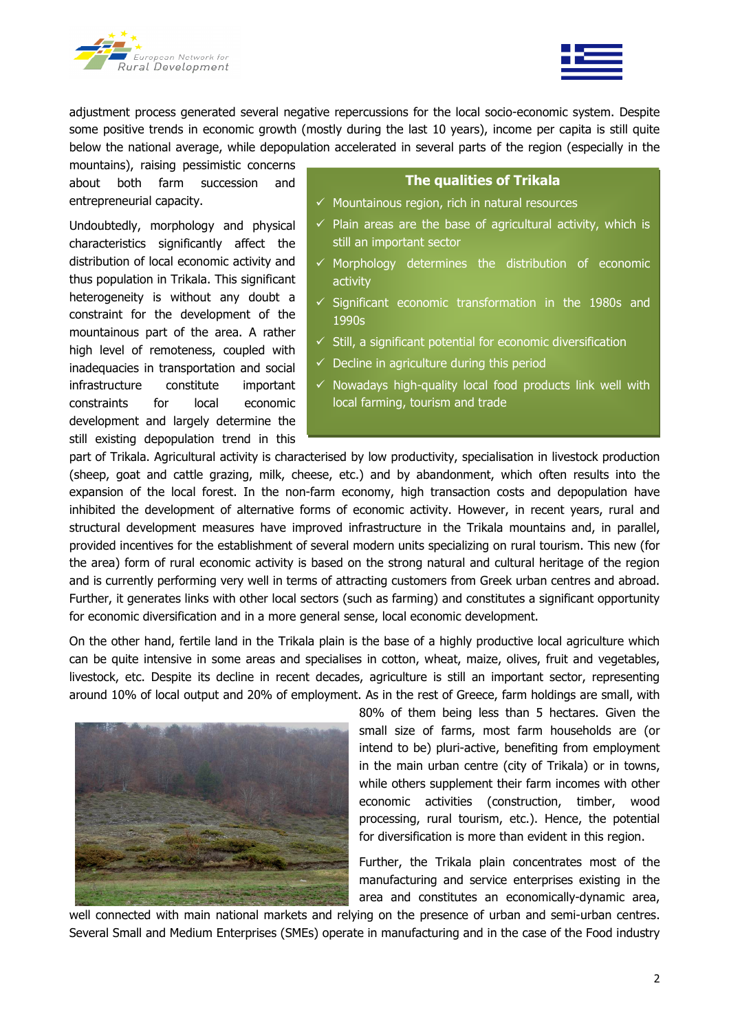adjustment process generated several negative repercussions for the local socio-economic system. Despite some positive trends in economic growth (mostly during the last 10 years), income per capita is still quite below the national average, while depopulation accelerated in several parts of the region (especially in the mountains), raising pessimistic concerns about both farm succession and entrepreneurial capacity.

Undoubtedly, morphology and physical characteristics significantly affect the distribution of local economic activity and thus population in Trikala. This significant heterogeneity is without any doubt a constraint for the development of the mountainous part of the area. A rather high level of remoteness, coupled with inadequacies in transportation and social infrastructure constitute important constraints for local economic development and largely determine the still existing depopulation trend in this part of Trikala. Agricultural activity is characterised by low productivity, specialisation in livestock production (sheep, goat and cattle grazing, milk, cheese, etc.) and by abandonment, which often results into the expansion of the local forest. In the non-farm economy, high transaction costs and depopulation have inhibited the development of alternative forms of economic activity. However, in recent years, rural and structural development measures have improved infrastructure in the Trikala mountains and, in parallel, provided incentives for the establishment of several modern units specializing on rural tourism. This new (for the area) form of rural economic activity is based on the strong natural and cultural heritage of the region and is currently performing very well in terms of attracting customers from Greek urban centres and abroad. Further, it generates links with other local sectors (such as farming) and constitutes a significant opportunity for economic diversification and in a more general sense, local economic development.

**The qualities of Trikala**

- ✓ Mountainous region, rich in natural resources
- ✓ Plain areas are the base of agricultural activity, which is still an important sector
- ✓ Morphology determines the distribution of economic activity
- ✓ Significant economic transformation in the 1980s and 1990s
- ✓ Still, a significant potential for economic diversification
- ✓ Decline in agriculture during this period
- ✓ Nowadays high-quality local food products link well with local farming, tourism and trade

On the other hand, fertile land in the Trikala plain is the base of a highly productive local agriculture which can be quite intensive in some areas and specialises in cotton, wheat, maize, olives, fruit and vegetables, livestock, etc. Despite its decline in recent decades, agriculture is still an important sector, representing around 10% of local output and 20% of employment. As in the rest of Greece, farm holdings are small, with 80% of them being less than 5 hectares. Given the small size of farms, most farm households are (or intend to be) pluri-active, benefiting from employment in the main urban centre (city of Trikala) or in towns, while others supplement their farm incomes with other economic activities (construction, timber, wood processing, rural tourism, etc.). Hence, the potential for diversification is more than evident in this region.

Further, the Trikala plain concentrates most of the manufacturing and service enterprises existing in the area and constitutes an economically-dynamic area, well connected with main national markets and relying on the presence of urban and semi-urban centres. Several Small and Medium Enterprises (SMEs) operate in manufacturing and in the case of the Food industry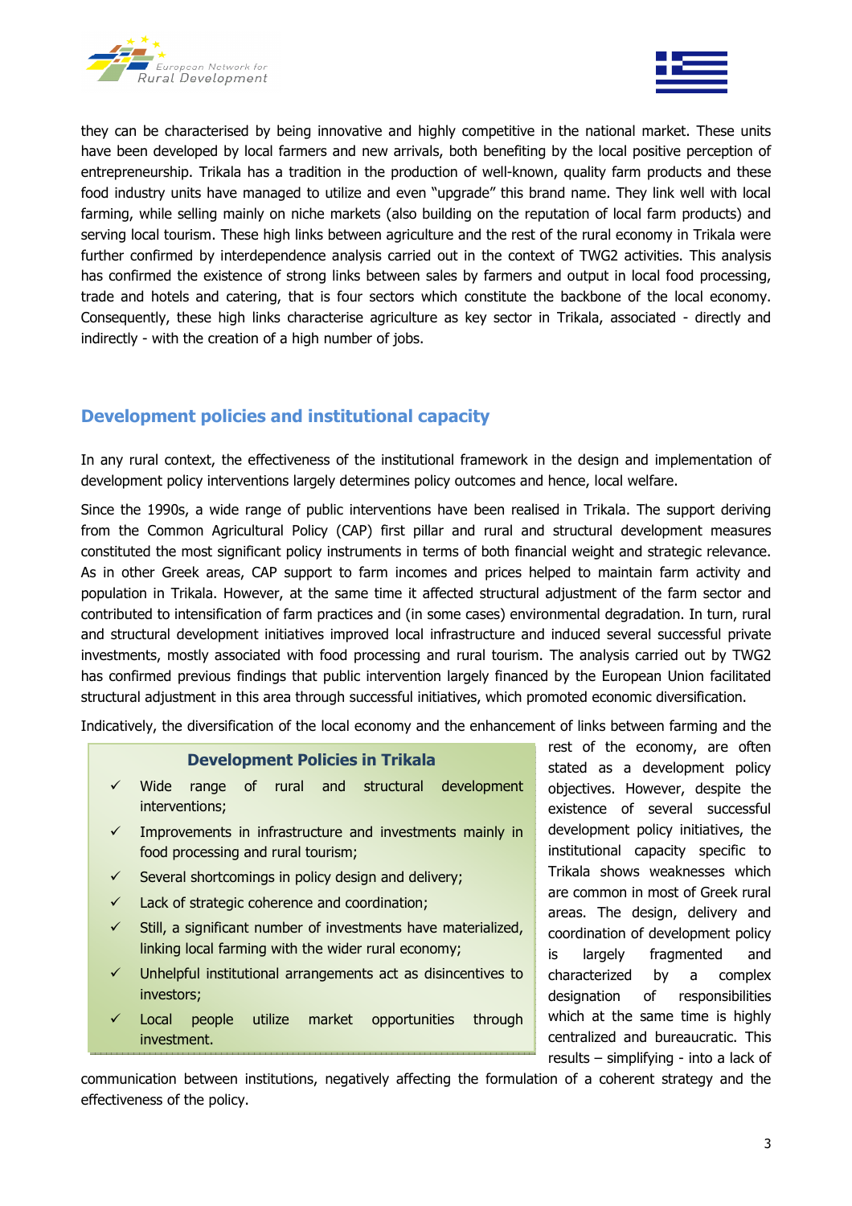they can be characterised by being innovative and highly competitive in the national market. These units have been developed by local farmers and new arrivals, both benefiting by the local positive perception of entrepreneurship. Trikala has a tradition in the production of well-known, quality farm products and these food industry units have managed to utilize and even "upgrade" this brand name. They link well with local farming, while selling mainly on niche markets (also building on the reputation of local farm products) and serving local tourism. These high links between agriculture and the rest of the rural economy in Trikala were further confirmed by interdependence analysis carried out in the context of TWG2 activities. This analysis has confirmed the existence of strong links between sales by farmers and output in local food processing, trade and hotels and catering, that is four sectors which constitute the backbone of the local economy. Consequently, these high links characterise agriculture as key sector in Trikala, associated - directly and indirectly - with the creation of a high number of jobs.

## Development policies and institutional capacity

In any rural context, the effectiveness of the institutional framework in the design and implementation of development policy interventions largely determines policy outcomes and hence, local welfare.

Since the 1990s, a wide range of public interventions have been realised in Trikala. The support deriving from the Common Agricultural Policy (CAP) first pillar and rural and structural development measures constituted the most significant policy instruments in terms of both financial weight and strategic relevance. As in other Greek areas, CAP support to farm incomes and prices helped to maintain farm activity and population in Trikala. However, at the same time it affected structural adjustment of the farm sector and contributed to intensification of farm practices and (in some cases) environmental degradation. In turn, rural and structural development initiatives improved local infrastructure and induced several successful private investments, mostly associated with food processing and rural tourism. The analysis carried out by TWG2 has confirmed previous findings that public intervention largely financed by the European Union facilitated structural adjustment in this area through successful initiatives, which promoted economic diversification.

Indicatively, the diversification of the local economy and the enhancement of links between farming and the rest of the economy, are often stated as a development policy objectives. However, despite the existence of several successful development policy initiatives, the institutional capacity specific to Trikala shows weaknesses which are common in most of Greek rural areas. The design, delivery and coordination of development policy is largely fragmented and characterized by a complex designation of responsibilities which at the same time is highly centralized and bureaucratic. This results – simplifying - into a lack of communication between institutions, negatively affecting the formulation of a coherent strategy and the effectiveness of the policy.

> **Development Policies in Trikala**
>
> - ✓ Wide range of rural and structural development interventions;
> - ✓ Improvements in infrastructure and investments mainly in food processing and rural tourism;
> - ✓ Several shortcomings in policy design and delivery;
> - ✓ Lack of strategic coherence and coordination;
> - ✓ Still, a significant number of investments have materialized, linking local farming with the wider rural economy;
> - ✓ Unhelpful institutional arrangements act as disincentives to investors;
> - ✓ Local people utilize market opportunities through investment.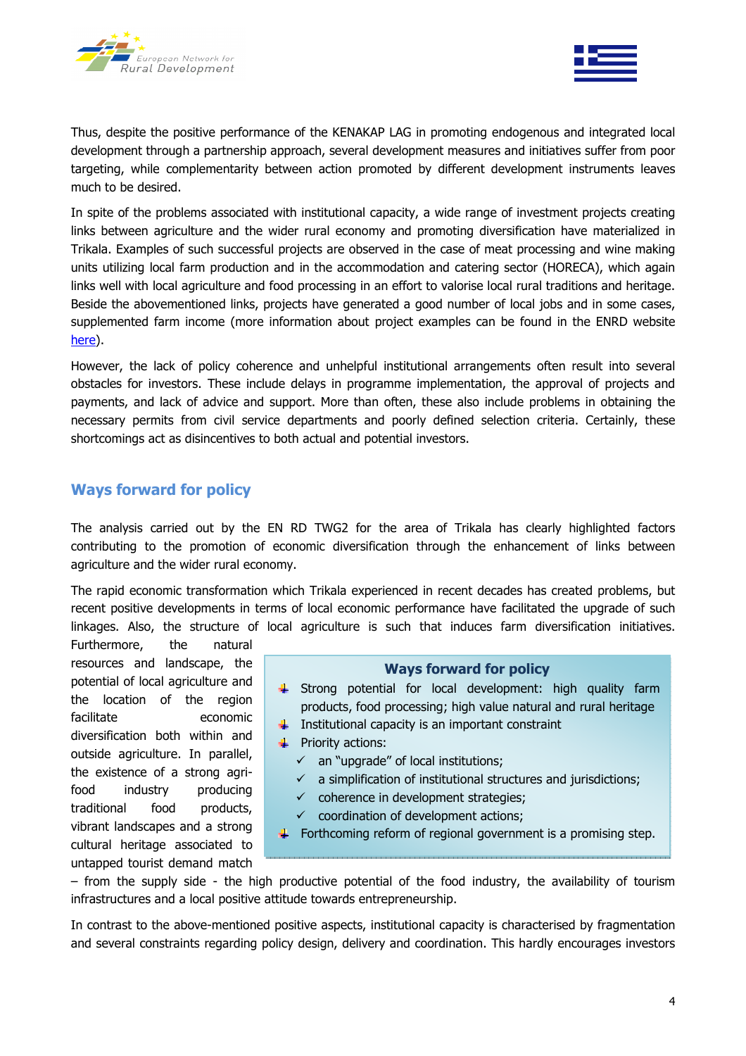Thus, despite the positive performance of the KENAKAP LAG in promoting endogenous and integrated local development through a partnership approach, several development measures and initiatives suffer from poor targeting, while complementarity between action promoted by different development instruments leaves much to be desired.

In spite of the problems associated with institutional capacity, a wide range of investment projects creating links between agriculture and the wider rural economy and promoting diversification have materialized in Trikala. Examples of such successful projects are observed in the case of meat processing and wine making units utilizing local farm production and in the accommodation and catering sector (HORECA), which again links well with local agriculture and food processing in an effort to valorise local rural traditions and heritage. Beside the abovementioned links, projects have generated a good number of local jobs and in some cases, supplemented farm income (more information about project examples can be found in the ENRD website here).

However, the lack of policy coherence and unhelpful institutional arrangements often result into several obstacles for investors. These include delays in programme implementation, the approval of projects and payments, and lack of advice and support. More than often, these also include problems in obtaining the necessary permits from civil service departments and poorly defined selection criteria. Certainly, these shortcomings act as disincentives to both actual and potential investors.

## Ways forward for policy

The analysis carried out by the EN RD TWG2 for the area of Trikala has clearly highlighted factors contributing to the promotion of economic diversification through the enhancement of links between agriculture and the wider rural economy.

The rapid economic transformation which Trikala experienced in recent decades has created problems, but recent positive developments in terms of local economic performance have facilitated the upgrade of such linkages. Also, the structure of local agriculture is such that induces farm diversification initiatives. Furthermore, the natural resources and landscape, the potential of local agriculture and the location of the region facilitate economic diversification both within and outside agriculture. In parallel, the existence of a strong agri-food industry producing traditional food products, vibrant landscapes and a strong cultural heritage associated to untapped tourist demand match – from the supply side - the high productive potential of the food industry, the availability of tourism infrastructures and a local positive attitude towards entrepreneurship.

> **Ways forward for policy**
>
> - Strong potential for local development: high quality farm products, food processing; high value natural and rural heritage
> - Institutional capacity is an important constraint
> - Priority actions:
>   - ✓ an "upgrade" of local institutions;
>   - ✓ a simplification of institutional structures and jurisdictions;
>   - ✓ coherence in development strategies;
>   - ✓ coordination of development actions;
> - Forthcoming reform of regional government is a promising step.

In contrast to the above-mentioned positive aspects, institutional capacity is characterised by fragmentation and several constraints regarding policy design, delivery and coordination. This hardly encourages investors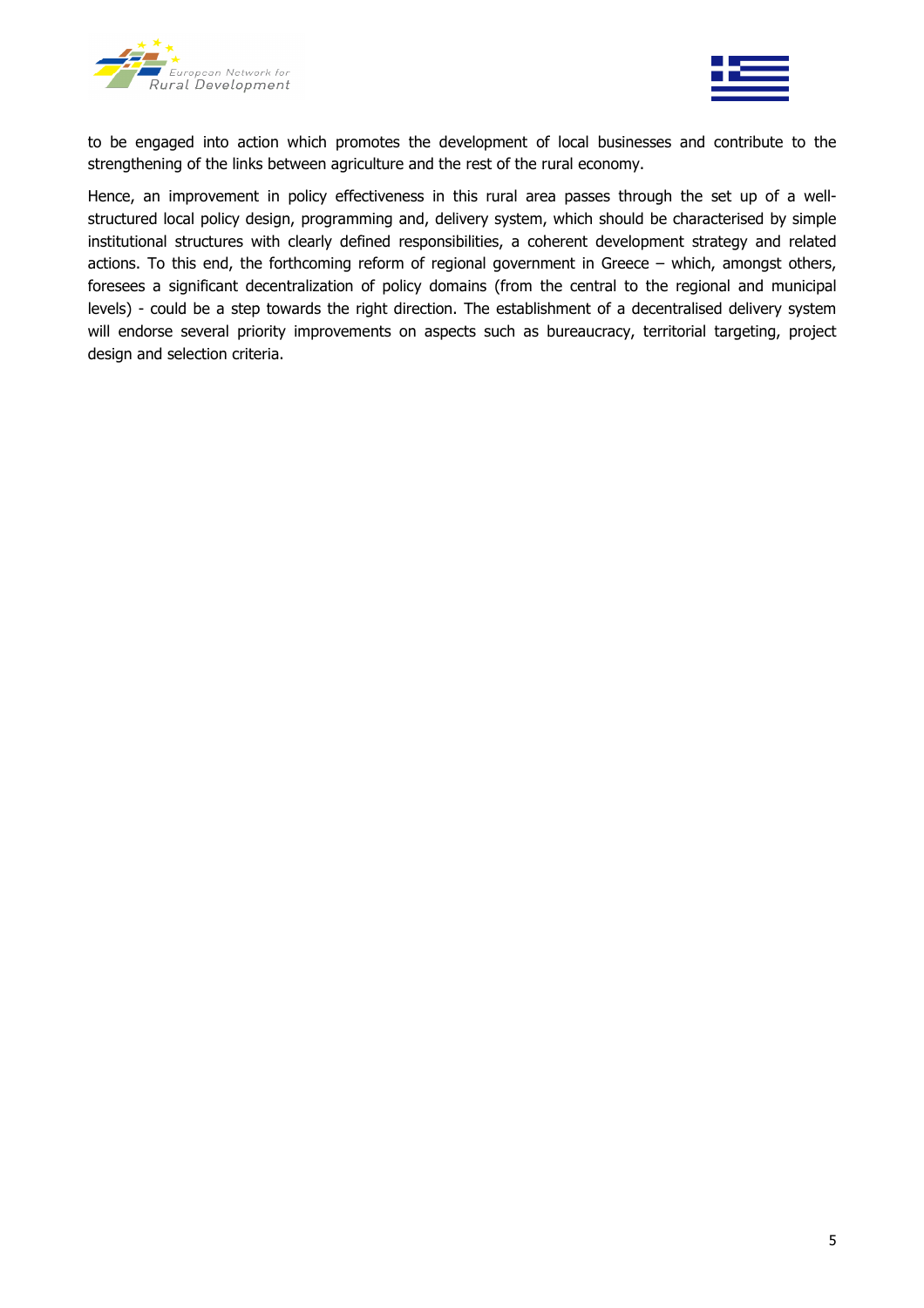to be engaged into action which promotes the development of local businesses and contribute to the strengthening of the links between agriculture and the rest of the rural economy.

Hence, an improvement in policy effectiveness in this rural area passes through the set up of a well-structured local policy design, programming and, delivery system, which should be characterised by simple institutional structures with clearly defined responsibilities, a coherent development strategy and related actions. To this end, the forthcoming reform of regional government in Greece – which, amongst others, foresees a significant decentralization of policy domains (from the central to the regional and municipal levels) - could be a step towards the right direction. The establishment of a decentralised delivery system will endorse several priority improvements on aspects such as bureaucracy, territorial targeting, project design and selection criteria.